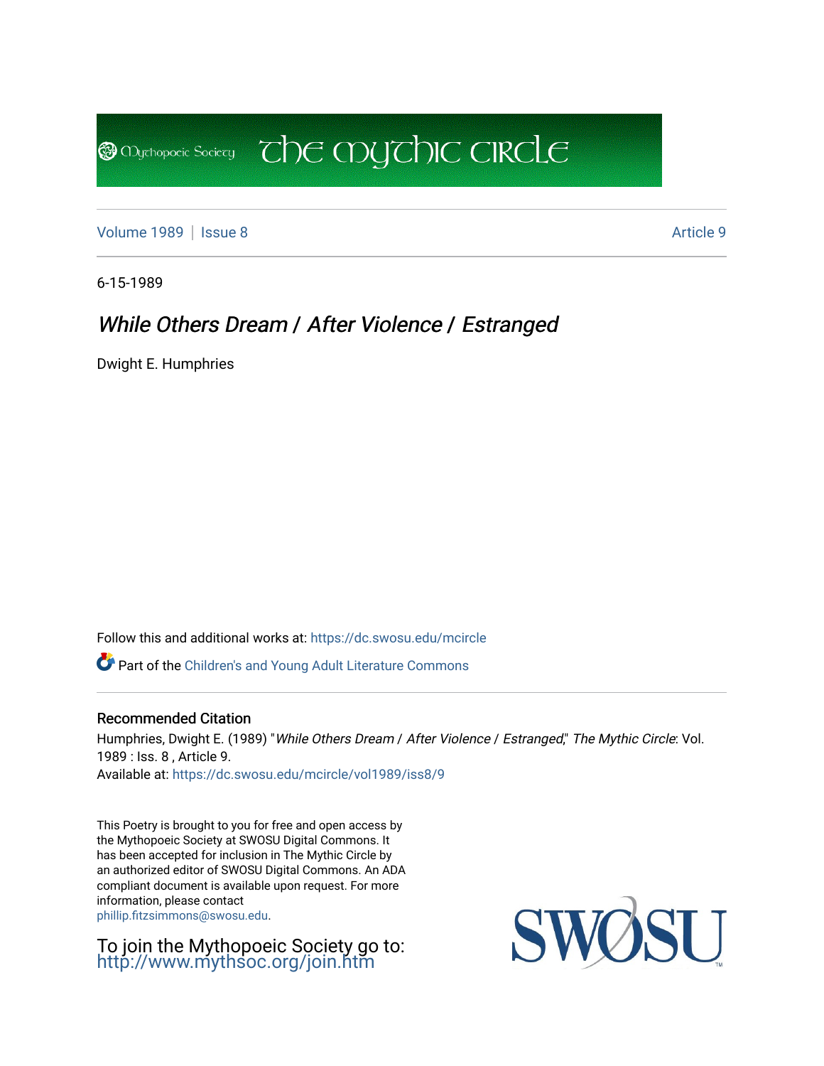Mythopoeic Society — The Mythic Circle

Volume 1989 | Issue 8 — Article 9

6-15-1989

# *While Others Dream / After Violence / Estranged*

Dwight E. Humphries

Follow this and additional works at: https://dc.swosu.edu/mcircle

Part of the Children's and Young Adult Literature Commons

## Recommended Citation

Humphries, Dwight E. (1989) "*While Others Dream / After Violence / Estranged*," *The Mythic Circle*: Vol. 1989 : Iss. 8 , Article 9.
Available at: https://dc.swosu.edu/mcircle/vol1989/iss8/9

This Poetry is brought to you for free and open access by the Mythopoeic Society at SWOSU Digital Commons. It has been accepted for inclusion in The Mythic Circle by an authorized editor of SWOSU Digital Commons. An ADA compliant document is available upon request. For more information, please contact phillip.fitzsimmons@swosu.edu.

To join the Mythopoeic Society go to: http://www.mythsoc.org/join.htm

SWOSU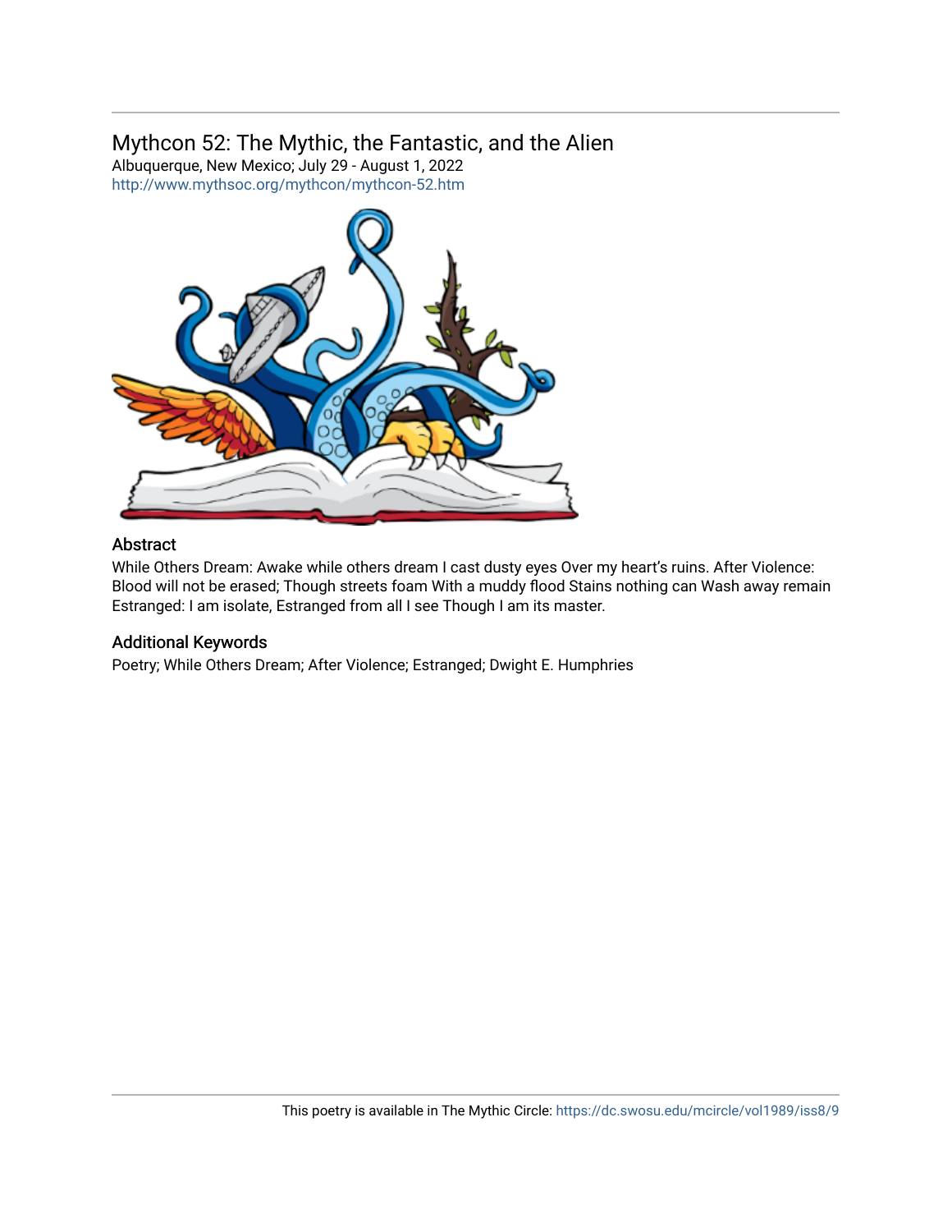## Mythcon 52: The Mythic, the Fantastic, and the Alien

Albuquerque, New Mexico; July 29 - August 1, 2022
http://www.mythsoc.org/mythcon/mythcon-52.htm

### Abstract

While Others Dream: Awake while others dream I cast dusty eyes Over my heart's ruins. After Violence: Blood will not be erased; Though streets foam With a muddy flood Stains nothing can Wash away remain Estranged: I am isolate, Estranged from all I see Though I am its master.

### Additional Keywords

Poetry; While Others Dream; After Violence; Estranged; Dwight E. Humphries

This poetry is available in The Mythic Circle: https://dc.swosu.edu/mcircle/vol1989/iss8/9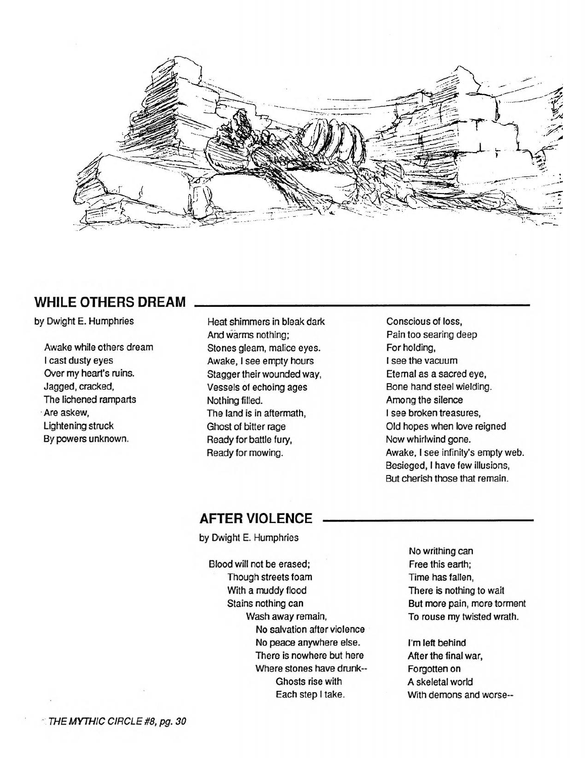## WHILE OTHERS DREAM

by Dwight E. Humphries

Awake while others dream
I cast dusty eyes
Over my heart's ruins.
Jagged, cracked,
The lichened ramparts
Are askew,
Lightening struck
By powers unknown.

Heat shimmers in bleak dark
And warms nothing;
Stones gleam, malice eyes.
Awake, I see empty hours
Stagger their wounded way,
Vessels of echoing ages
Nothing filled.
The land is in aftermath,
Ghost of bitter rage
Ready for battle fury,
Ready for mowing.

Conscious of loss,
Pain too searing deep
For holding,
I see the vacuum
Eternal as a sacred eye,
Bone hand steel wielding.
Among the silence
I see broken treasures,
Old hopes when love reigned
Now whirlwind gone.
Awake, I see infinity's empty web.
Besieged, I have few illusions,
But cherish those that remain.

## AFTER VIOLENCE

by Dwight E. Humphries

Blood will not be erased;
Though streets foam
With a muddy flood
Stains nothing can
Wash away remain,
No salvation after violence
No peace anywhere else.
There is nowhere but here
Where stones have drunk--
Ghosts rise with
Each step I take.

No writhing can
Free this earth;
Time has fallen,
There is nothing to wait
But more pain, more torment
To rouse my twisted wrath.

I'm left behind
After the final war,
Forgotten on
A skeletal world
With demons and worse--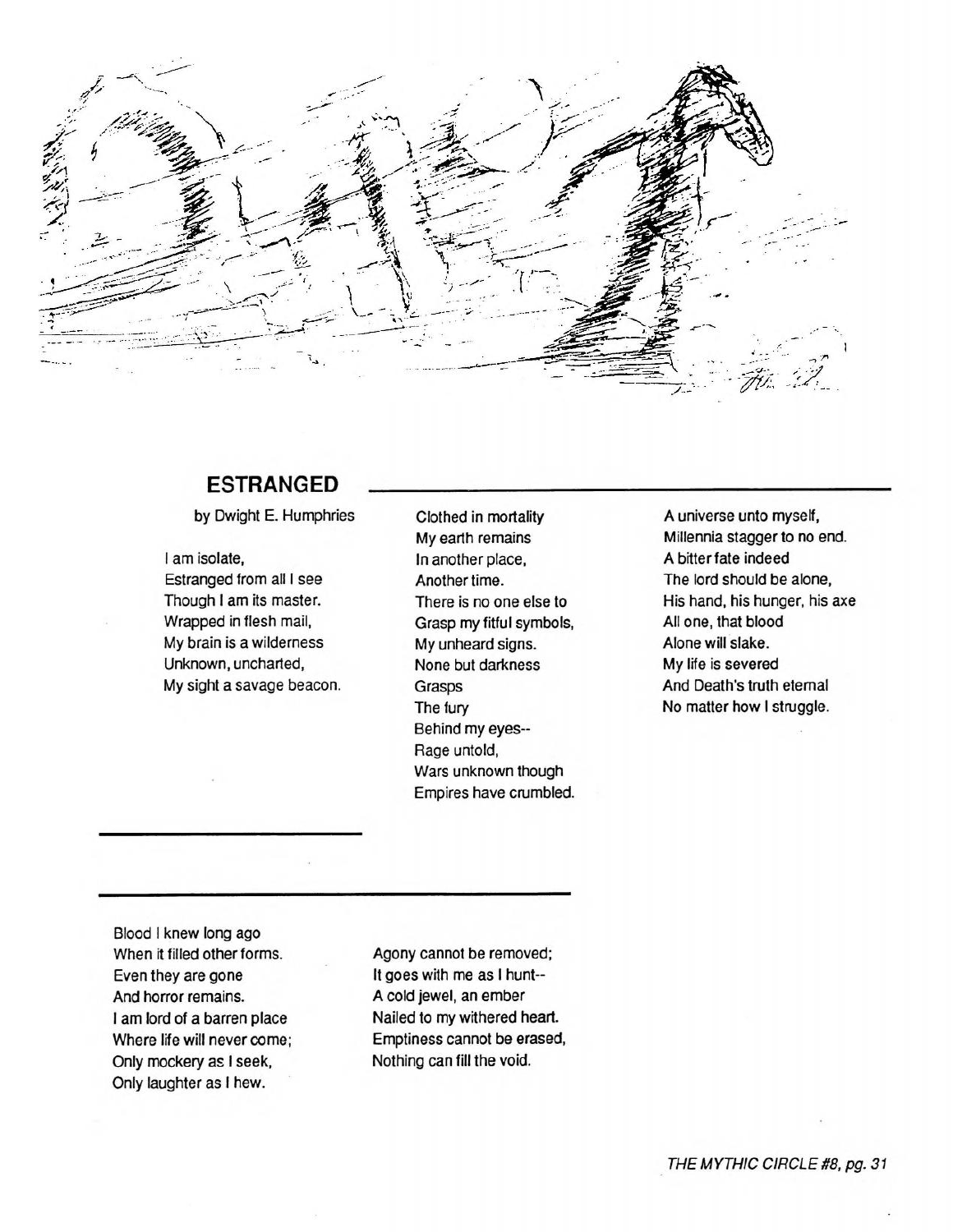## ESTRANGED

by Dwight E. Humphries

I am isolate,
Estranged from all I see
Though I am its master.
Wrapped in flesh mail,
My brain is a wilderness
Unknown, uncharted,
My sight a savage beacon.

Clothed in mortality
My earth remains
In another place,
Another time.
There is no one else to
Grasp my fitful symbols,
My unheard signs.
None but darkness
Grasps
The fury
Behind my eyes--
Rage untold,
Wars unknown though
Empires have crumbled.

A universe unto myself,
Millennia stagger to no end.
A bitter fate indeed
The lord should be alone,
His hand, his hunger, his axe
All one, that blood
Alone will slake.
My life is severed
And Death's truth eternal
No matter how I struggle.

Blood I knew long ago
When it filled other forms.
Even they are gone
And horror remains.
I am lord of a barren place
Where life will never come;
Only mockery as I seek,
Only laughter as I hew.

Agony cannot be removed;
It goes with me as I hunt--
A cold jewel, an ember
Nailed to my withered heart.
Emptiness cannot be erased,
Nothing can fill the void.